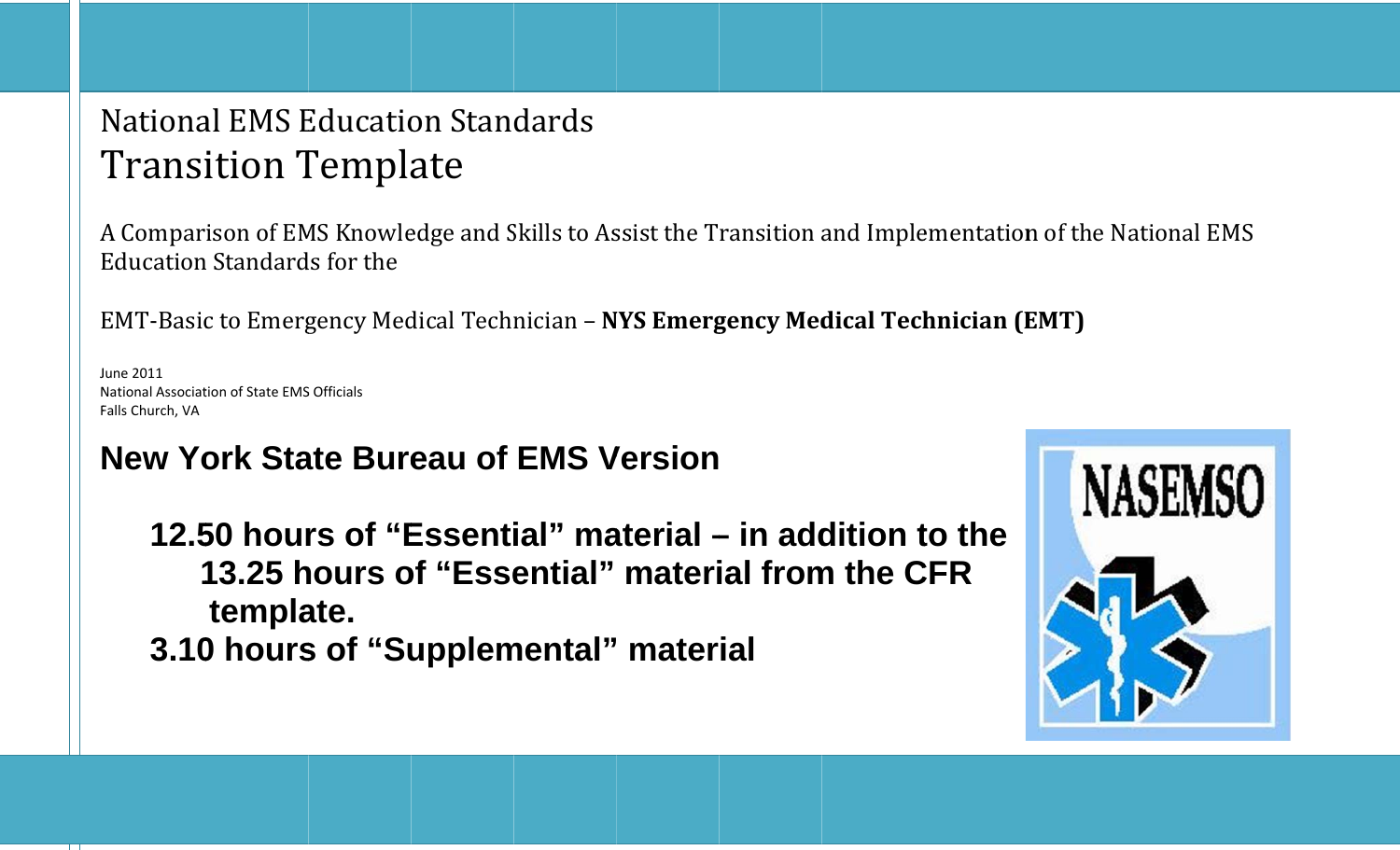# National EMS Education Standards
# Transition Template

A Comparison of EMS Knowledge and Skills to Assist the Transition and Implementation of the National EMS Education Standards for the

EMT-Basic to Emergency Medical Technician – **NYS Emergency Medical Technician (EMT)**

June 2011
National Association of State EMS Officials
Falls Church, VA

## New York State Bureau of EMS Version

**12.50 hours of "Essential" material – in addition to the 13.25 hours of "Essential" material from the CFR template.**

**3.10 hours of "Supplemental" material**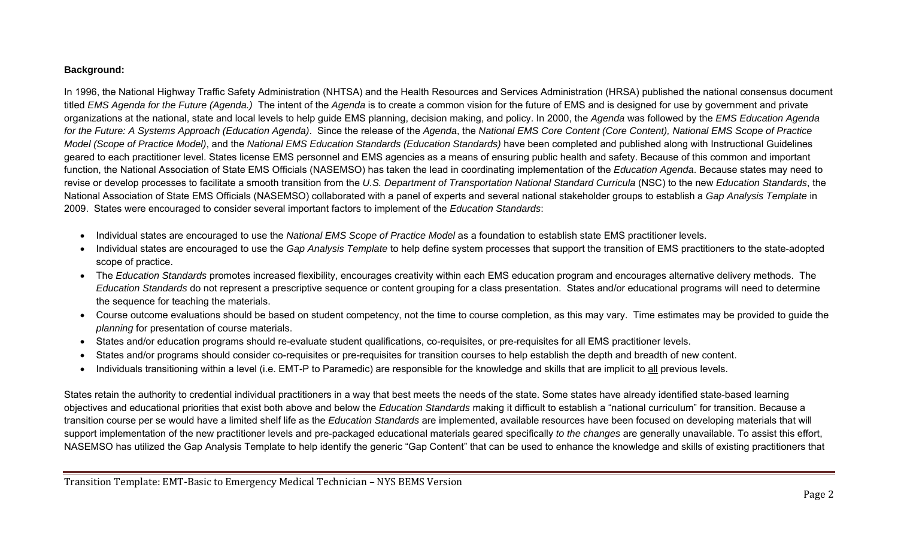**Background:**

In 1996, the National Highway Traffic Safety Administration (NHTSA) and the Health Resources and Services Administration (HRSA) published the national consensus document titled *EMS Agenda for the Future (Agenda.)* The intent of the *Agenda* is to create a common vision for the future of EMS and is designed for use by government and private organizations at the national, state and local levels to help guide EMS planning, decision making, and policy. In 2000, the *Agenda* was followed by the *EMS Education Agenda for the Future: A Systems Approach (Education Agenda)*. Since the release of the *Agenda*, the *National EMS Core Content (Core Content), National EMS Scope of Practice Model (Scope of Practice Model)*, and the *National EMS Education Standards (Education Standards)* have been completed and published along with Instructional Guidelines geared to each practitioner level. States license EMS personnel and EMS agencies as a means of ensuring public health and safety. Because of this common and important function, the National Association of State EMS Officials (NASEMSO) has taken the lead in coordinating implementation of the *Education Agenda*. Because states may need to revise or develop processes to facilitate a smooth transition from the *U.S. Department of Transportation National Standard Curricula* (NSC) to the new *Education Standards*, the National Association of State EMS Officials (NASEMSO) collaborated with a panel of experts and several national stakeholder groups to establish a *Gap Analysis Template* in 2009. States were encouraged to consider several important factors to implement of the *Education Standards*:

- Individual states are encouraged to use the *National EMS Scope of Practice Model* as a foundation to establish state EMS practitioner levels.
- Individual states are encouraged to use the *Gap Analysis Template* to help define system processes that support the transition of EMS practitioners to the state-adopted scope of practice.
- The *Education Standards* promotes increased flexibility, encourages creativity within each EMS education program and encourages alternative delivery methods. The *Education Standards* do not represent a prescriptive sequence or content grouping for a class presentation. States and/or educational programs will need to determine the sequence for teaching the materials.
- Course outcome evaluations should be based on student competency, not the time to course completion, as this may vary. Time estimates may be provided to guide the *planning* for presentation of course materials.
- States and/or education programs should re-evaluate student qualifications, co-requisites, or pre-requisites for all EMS practitioner levels.
- States and/or programs should consider co-requisites or pre-requisites for transition courses to help establish the depth and breadth of new content.
- Individuals transitioning within a level (i.e. EMT-P to Paramedic) are responsible for the knowledge and skills that are implicit to <u>all</u> previous levels.

States retain the authority to credential individual practitioners in a way that best meets the needs of the state. Some states have already identified state-based learning objectives and educational priorities that exist both above and below the *Education Standards* making it difficult to establish a "national curriculum" for transition. Because a transition course per se would have a limited shelf life as the *Education Standards* are implemented, available resources have been focused on developing materials that will support implementation of the new practitioner levels and pre-packaged educational materials geared specifically *to the changes* are generally unavailable. To assist this effort, NASEMSO has utilized the Gap Analysis Template to help identify the generic "Gap Content" that can be used to enhance the knowledge and skills of existing practitioners that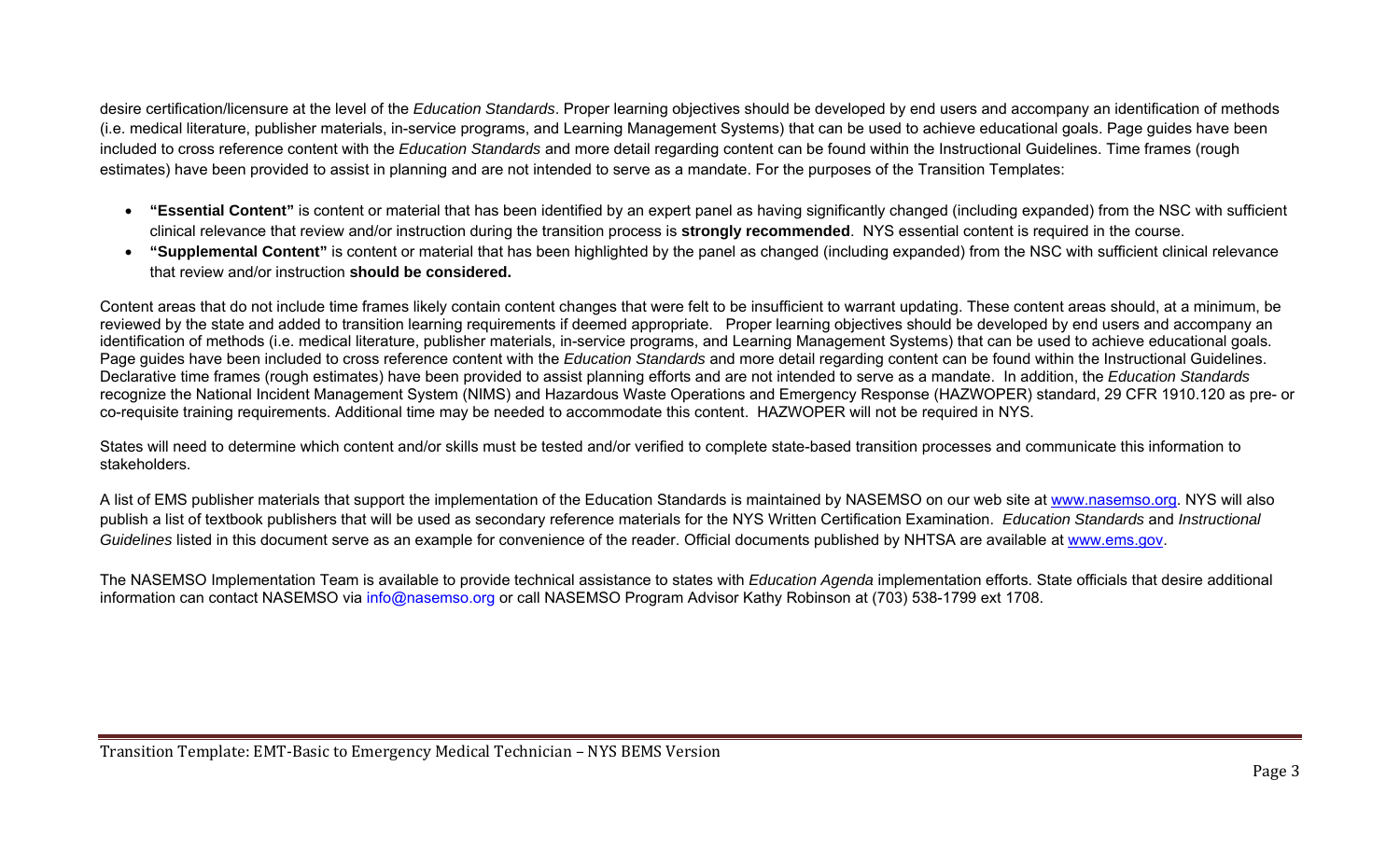desire certification/licensure at the level of the *Education Standards*. Proper learning objectives should be developed by end users and accompany an identification of methods (i.e. medical literature, publisher materials, in-service programs, and Learning Management Systems) that can be used to achieve educational goals. Page guides have been included to cross reference content with the *Education Standards* and more detail regarding content can be found within the Instructional Guidelines. Time frames (rough estimates) have been provided to assist in planning and are not intended to serve as a mandate. For the purposes of the Transition Templates:

- **"Essential Content"** is content or material that has been identified by an expert panel as having significantly changed (including expanded) from the NSC with sufficient clinical relevance that review and/or instruction during the transition process is **strongly recommended**. NYS essential content is required in the course.
- **"Supplemental Content"** is content or material that has been highlighted by the panel as changed (including expanded) from the NSC with sufficient clinical relevance that review and/or instruction **should be considered.**

Content areas that do not include time frames likely contain content changes that were felt to be insufficient to warrant updating. These content areas should, at a minimum, be reviewed by the state and added to transition learning requirements if deemed appropriate. Proper learning objectives should be developed by end users and accompany an identification of methods (i.e. medical literature, publisher materials, in-service programs, and Learning Management Systems) that can be used to achieve educational goals. Page guides have been included to cross reference content with the *Education Standards* and more detail regarding content can be found within the Instructional Guidelines. Declarative time frames (rough estimates) have been provided to assist planning efforts and are not intended to serve as a mandate. In addition, the *Education Standards* recognize the National Incident Management System (NIMS) and Hazardous Waste Operations and Emergency Response (HAZWOPER) standard, 29 CFR 1910.120 as pre- or co-requisite training requirements. Additional time may be needed to accommodate this content. HAZWOPER will not be required in NYS.

States will need to determine which content and/or skills must be tested and/or verified to complete state-based transition processes and communicate this information to stakeholders.

A list of EMS publisher materials that support the implementation of the Education Standards is maintained by NASEMSO on our web site at [www.nasemso.org](www.nasemso.org). NYS will also publish a list of textbook publishers that will be used as secondary reference materials for the NYS Written Certification Examination. *Education Standards* and *Instructional Guidelines* listed in this document serve as an example for convenience of the reader. Official documents published by NHTSA are available at [www.ems.gov](www.ems.gov).

The NASEMSO Implementation Team is available to provide technical assistance to states with *Education Agenda* implementation efforts. State officials that desire additional information can contact NASEMSO via info@nasemso.org or call NASEMSO Program Advisor Kathy Robinson at (703) 538-1799 ext 1708.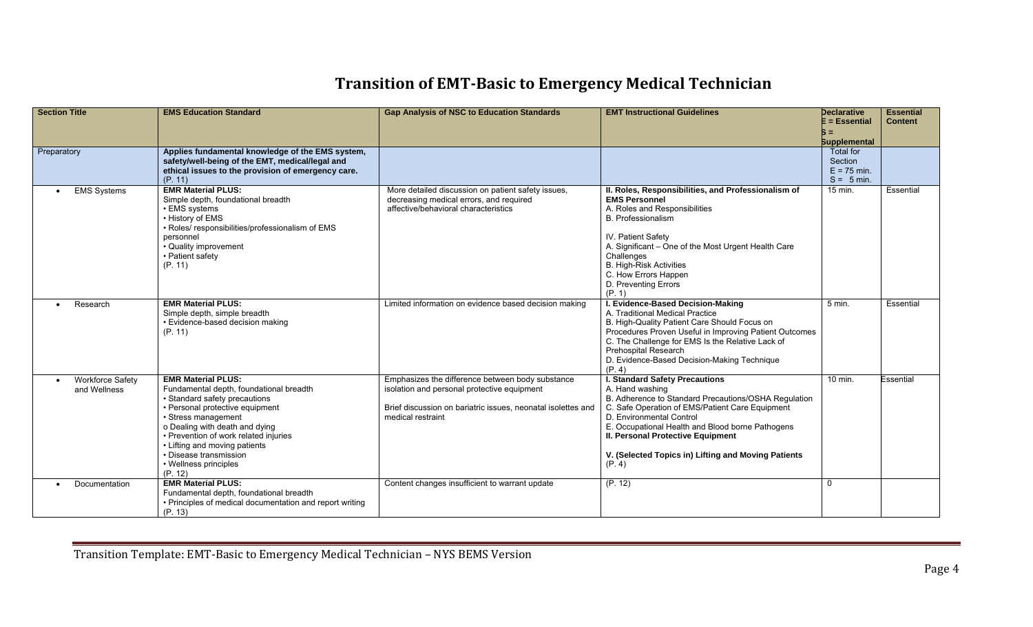# Transition of EMT-Basic to Emergency Medical Technician

| Section Title | EMS Education Standard | Gap Analysis of NSC to Education Standards | EMT Instructional Guidelines | Declarative E = Essential S = Supplemental | Essential Content |
|---|---|---|---|---|---|
| Preparatory | **Applies fundamental knowledge of the EMS system, safety/well-being of the EMT, medical/legal and ethical issues to the provision of emergency care.** (P. 11) | | | Total for Section E = 75 min. S = 5 min. | |
| • EMS Systems | **EMR Material PLUS:**<br>Simple depth, foundational breadth<br>• EMS systems<br>• History of EMS<br>• Roles/ responsibilities/professionalism of EMS personnel<br>• Quality improvement<br>• Patient safety<br>(P. 11) | More detailed discussion on patient safety issues, decreasing medical errors, and required affective/behavioral characteristics | **II. Roles, Responsibilities, and Professionalism of EMS Personnel**<br>A. Roles and Responsibilities<br>B. Professionalism<br><br>IV. Patient Safety<br>A. Significant – One of the Most Urgent Health Care Challenges<br>B. High-Risk Activities<br>C. How Errors Happen<br>D. Preventing Errors<br>(P. 1) | 15 min. | Essential |
| • Research | **EMR Material PLUS:**<br>Simple depth, simple breadth<br>• Evidence-based decision making<br>(P. 11) | Limited information on evidence based decision making | **I. Evidence-Based Decision-Making**<br>A. Traditional Medical Practice<br>B. High-Quality Patient Care Should Focus on Procedures Proven Useful in Improving Patient Outcomes<br>C. The Challenge for EMS Is the Relative Lack of Prehospital Research<br>D. Evidence-Based Decision-Making Technique<br>(P. 4) | 5 min. | Essential |
| • Workforce Safety and Wellness | **EMR Material PLUS:**<br>Fundamental depth, foundational breadth<br>• Standard safety precautions<br>• Personal protective equipment<br>• Stress management<br>o Dealing with death and dying<br>• Prevention of work related injuries<br>• Lifting and moving patients<br>• Disease transmission<br>• Wellness principles<br>(P. 12) | Emphasizes the difference between body substance isolation and personal protective equipment<br><br>Brief discussion on bariatric issues, neonatal isolettes and medical restraint | **I. Standard Safety Precautions**<br>A. Hand washing<br>B. Adherence to Standard Precautions/OSHA Regulation<br>C. Safe Operation of EMS/Patient Care Equipment<br>D. Environmental Control<br>E. Occupational Health and Blood borne Pathogens<br>**II. Personal Protective Equipment**<br><br>**V. (Selected Topics in) Lifting and Moving Patients**<br>(P. 4) | 10 min. | Essential |
| • Documentation | **EMR Material PLUS:**<br>Fundamental depth, foundational breadth<br>• Principles of medical documentation and report writing<br>(P. 13) | Content changes insufficient to warrant update | (P. 12) | 0 | |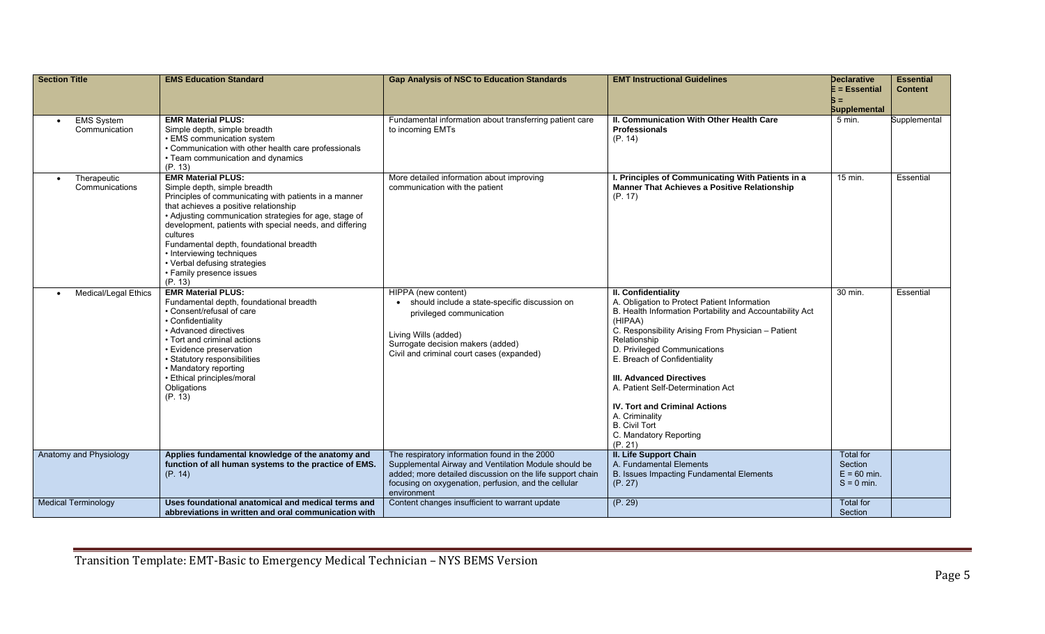| Section Title | EMS Education Standard | Gap Analysis of NSC to Education Standards | EMT Instructional Guidelines | Declarative E = Essential S = Supplemental | Essential Content |
|---|---|---|---|---|---|
| • EMS System Communication | **EMR Material PLUS:**<br>Simple depth, simple breadth<br>• EMS communication system<br>• Communication with other health care professionals<br>• Team communication and dynamics<br>(P. 13) | Fundamental information about transferring patient care to incoming EMTs | **II. Communication With Other Health Care Professionals**<br>(P. 14) | 5 min. | Supplemental |
| • Therapeutic Communications | **EMR Material PLUS:**<br>Simple depth, simple breadth<br>Principles of communicating with patients in a manner that achieves a positive relationship<br>• Adjusting communication strategies for age, stage of development, patients with special needs, and differing cultures<br>Fundamental depth, foundational breadth<br>• Interviewing techniques<br>• Verbal defusing strategies<br>• Family presence issues<br>(P. 13) | More detailed information about improving communication with the patient | **I. Principles of Communicating With Patients in a Manner That Achieves a Positive Relationship**<br>(P. 17) | 15 min. | Essential |
| • Medical/Legal Ethics | **EMR Material PLUS:**<br>Fundamental depth, foundational breadth<br>• Consent/refusal of care<br>• Confidentiality<br>• Advanced directives<br>• Tort and criminal actions<br>• Evidence preservation<br>• Statutory responsibilities<br>• Mandatory reporting<br>• Ethical principles/moral Obligations<br>(P. 13) | HIPPA (new content)<br>• should include a state-specific discussion on privileged communication<br><br>Living Wills (added)<br>Surrogate decision makers (added)<br>Civil and criminal court cases (expanded) | **II. Confidentiality**<br>A. Obligation to Protect Patient Information<br>B. Health Information Portability and Accountability Act (HIPAA)<br>C. Responsibility Arising From Physician – Patient Relationship<br>D. Privileged Communications<br>E. Breach of Confidentiality<br><br>**III. Advanced Directives**<br>A. Patient Self-Determination Act<br><br>**IV. Tort and Criminal Actions**<br>A. Criminality<br>B. Civil Tort<br>C. Mandatory Reporting<br>(P. 21) | 30 min. | Essential |
| Anatomy and Physiology | **Applies fundamental knowledge of the anatomy and function of all human systems to the practice of EMS.**<br>(P. 14) | The respiratory information found in the 2000 Supplemental Airway and Ventilation Module should be added; more detailed discussion on the life support chain focusing on oxygenation, perfusion, and the cellular environment | **II. Life Support Chain**<br>A. Fundamental Elements<br>B. Issues Impacting Fundamental Elements<br>(P. 27) | Total for Section<br>E = 60 min.<br>S = 0 min. | |
| Medical Terminology | **Uses foundational anatomical and medical terms and abbreviations in written and oral communication with** | Content changes insufficient to warrant update | (P. 29) | Total for Section | |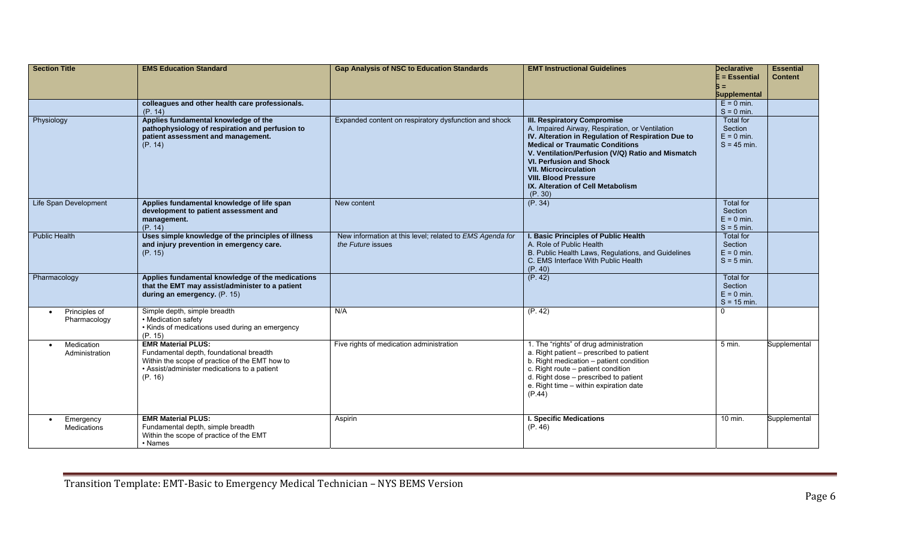| Section Title | EMS Education Standard | Gap Analysis of NSC to Education Standards | EMT Instructional Guidelines | Declarative E = Essential S = Supplemental | Essential Content |
|---|---|---|---|---|---|
| | **colleagues and other health care professionals.** (P. 14) | | | E = 0 min. S = 0 min. | |
| Physiology | **Applies fundamental knowledge of the pathophysiology of respiration and perfusion to patient assessment and management.** (P. 14) | Expanded content on respiratory dysfunction and shock | **III. Respiratory Compromise** A. Impaired Airway, Respiration, or Ventilation **IV. Alteration in Regulation of Respiration Due to Medical or Traumatic Conditions** **V. Ventilation/Perfusion (V/Q) Ratio and Mismatch** **VI. Perfusion and Shock** **VII. Microcirculation** **VIII. Blood Pressure** **IX. Alteration of Cell Metabolism** (P. 30) | Total for Section E = 0 min. S = 45 min. | |
| Life Span Development | **Applies fundamental knowledge of life span development to patient assessment and management.** (P. 14) | New content | (P. 34) | Total for Section E = 0 min. S = 5 min. | |
| Public Health | **Uses simple knowledge of the principles of illness and injury prevention in emergency care.** (P. 15) | New information at this level; related to *EMS Agenda for the Future* issues | **I. Basic Principles of Public Health** A. Role of Public Health B. Public Health Laws, Regulations, and Guidelines C. EMS Interface With Public Health (P. 40) | Total for Section E = 0 min. S = 5 min. | |
| Pharmacology | **Applies fundamental knowledge of the medications that the EMT may assist/administer to a patient during an emergency.** (P. 15) | | (P. 42) | Total for Section E = 0 min. S = 15 min. | |
| • Principles of Pharmacology | Simple depth, simple breadth • Medication safety • Kinds of medications used during an emergency (P. 15) | N/A | (P. 42) | 0 | |
| • Medication Administration | **EMR Material PLUS:** Fundamental depth, foundational breadth Within the scope of practice of the EMT how to • Assist/administer medications to a patient (P. 16) | Five rights of medication administration | 1. The "rights" of drug administration a. Right patient – prescribed to patient b. Right medication – patient condition c. Right route – patient condition d. Right dose – prescribed to patient e. Right time – within expiration date (P.44) | 5 min. | Supplemental |
| • Emergency Medications | **EMR Material PLUS:** Fundamental depth, simple breadth Within the scope of practice of the EMT • Names | Aspirin | **I. Specific Medications** (P. 46) | 10 min. | Supplemental |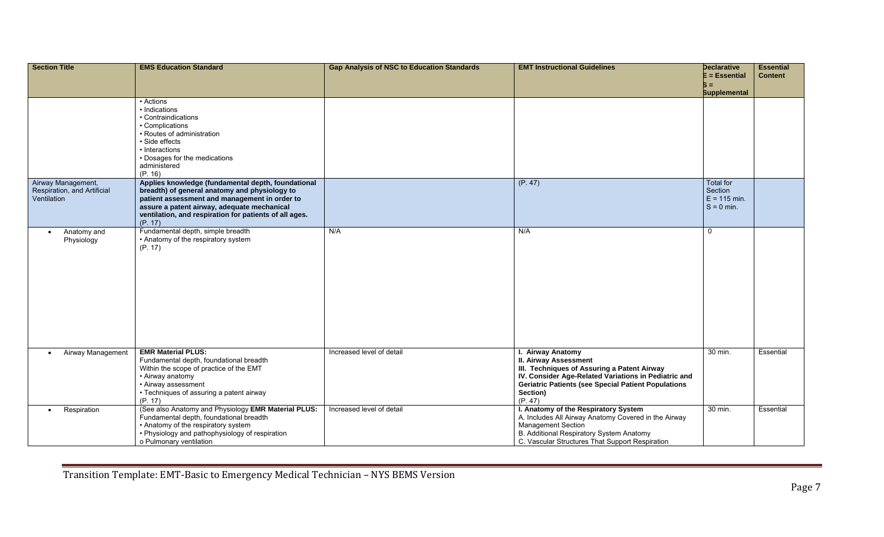| Section Title | EMS Education Standard | Gap Analysis of NSC to Education Standards | EMT Instructional Guidelines | Declarative E = Essential S = Supplemental | Essential Content |
|---|---|---|---|---|---|
| | • Actions<br>• Indications<br>• Contraindications<br>• Complications<br>• Routes of administration<br>• Side effects<br>• Interactions<br>• Dosages for the medications administered<br>(P. 16) | | | | |
| Airway Management, Respiration, and Artificial Ventilation | **Applies knowledge (fundamental depth, foundational breadth) of general anatomy and physiology to patient assessment and management in order to assure a patent airway, adequate mechanical ventilation, and respiration for patients of all ages.**<br>(P. 17) | | (P. 47) | Total for Section E = 115 min. S = 0 min. | |
| • Anatomy and Physiology | Fundamental depth, simple breadth<br>• Anatomy of the respiratory system<br>(P. 17) | N/A | N/A | 0 | |
| • Airway Management | **EMR Material PLUS:**<br>Fundamental depth, foundational breadth<br>Within the scope of practice of the EMT<br>• Airway anatomy<br>• Airway assessment<br>• Techniques of assuring a patent airway<br>(P. 17) | Increased level of detail | **I. Airway Anatomy**<br>**II. Airway Assessment**<br>**III. Techniques of Assuring a Patent Airway**<br>**IV. Consider Age-Related Variations in Pediatric and Geriatric Patients (see Special Patient Populations Section)**<br>(P. 47) | 30 min. | Essential |
| • Respiration | (See also Anatomy and Physiology **EMR Material PLUS:**<br>Fundamental depth, foundational breadth<br>• Anatomy of the respiratory system<br>• Physiology and pathophysiology of respiration<br>o Pulmonary ventilation | Increased level of detail | **I. Anatomy of the Respiratory System**<br>A. Includes All Airway Anatomy Covered in the Airway Management Section<br>B. Additional Respiratory System Anatomy<br>C. Vascular Structures That Support Respiration | 30 min. | Essential |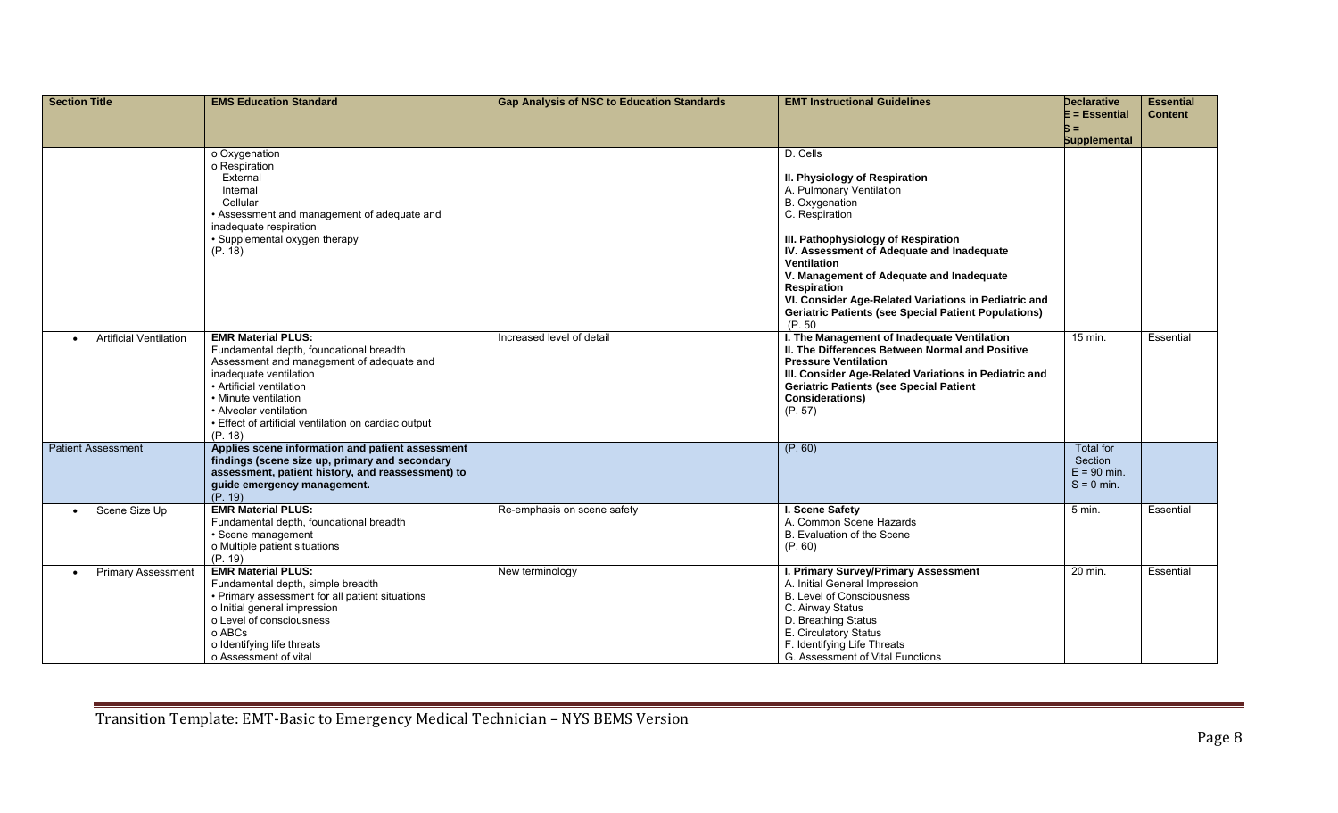| Section Title | EMS Education Standard | Gap Analysis of NSC to Education Standards | EMT Instructional Guidelines | Declarative E = Essential S = Supplemental | Essential Content |
|---|---|---|---|---|---|
| | o Oxygenation<br>o Respiration<br>External<br>Internal<br>Cellular<br>• Assessment and management of adequate and inadequate respiration<br>• Supplemental oxygen therapy<br>(P. 18) | | D. Cells<br><br>**II. Physiology of Respiration**<br>A. Pulmonary Ventilation<br>B. Oxygenation<br>C. Respiration<br><br>**III. Pathophysiology of Respiration**<br>**IV. Assessment of Adequate and Inadequate Ventilation**<br>**V. Management of Adequate and Inadequate Respiration**<br>**VI. Consider Age-Related Variations in Pediatric and Geriatric Patients (see Special Patient Populations)**<br>(P. 50 | | |
| • Artificial Ventilation | **EMR Material PLUS:**<br>Fundamental depth, foundational breadth<br>Assessment and management of adequate and inadequate ventilation<br>• Artificial ventilation<br>• Minute ventilation<br>• Alveolar ventilation<br>• Effect of artificial ventilation on cardiac output<br>(P. 18) | Increased level of detail | **I. The Management of Inadequate Ventilation**<br>**II. The Differences Between Normal and Positive Pressure Ventilation**<br>**III. Consider Age-Related Variations in Pediatric and Geriatric Patients (see Special Patient Considerations)**<br>(P. 57) | 15 min. | Essential |
| Patient Assessment | **Applies scene information and patient assessment findings (scene size up, primary and secondary assessment, patient history, and reassessment) to guide emergency management.**<br>(P. 19) | | (P. 60) | Total for Section<br>E = 90 min.<br>S = 0 min. | |
| • Scene Size Up | **EMR Material PLUS:**<br>Fundamental depth, foundational breadth<br>• Scene management<br>o Multiple patient situations<br>(P. 19) | Re-emphasis on scene safety | **I. Scene Safety**<br>A. Common Scene Hazards<br>B. Evaluation of the Scene<br>(P. 60) | 5 min. | Essential |
| • Primary Assessment | **EMR Material PLUS:**<br>Fundamental depth, simple breadth<br>• Primary assessment for all patient situations<br>o Initial general impression<br>o Level of consciousness<br>o ABCs<br>o Identifying life threats<br>o Assessment of vital | New terminology | **I. Primary Survey/Primary Assessment**<br>A. Initial General Impression<br>B. Level of Consciousness<br>C. Airway Status<br>D. Breathing Status<br>E. Circulatory Status<br>F. Identifying Life Threats<br>G. Assessment of Vital Functions | 20 min. | Essential |

Transition Template: EMT-Basic to Emergency Medical Technician – NYS BEMS Version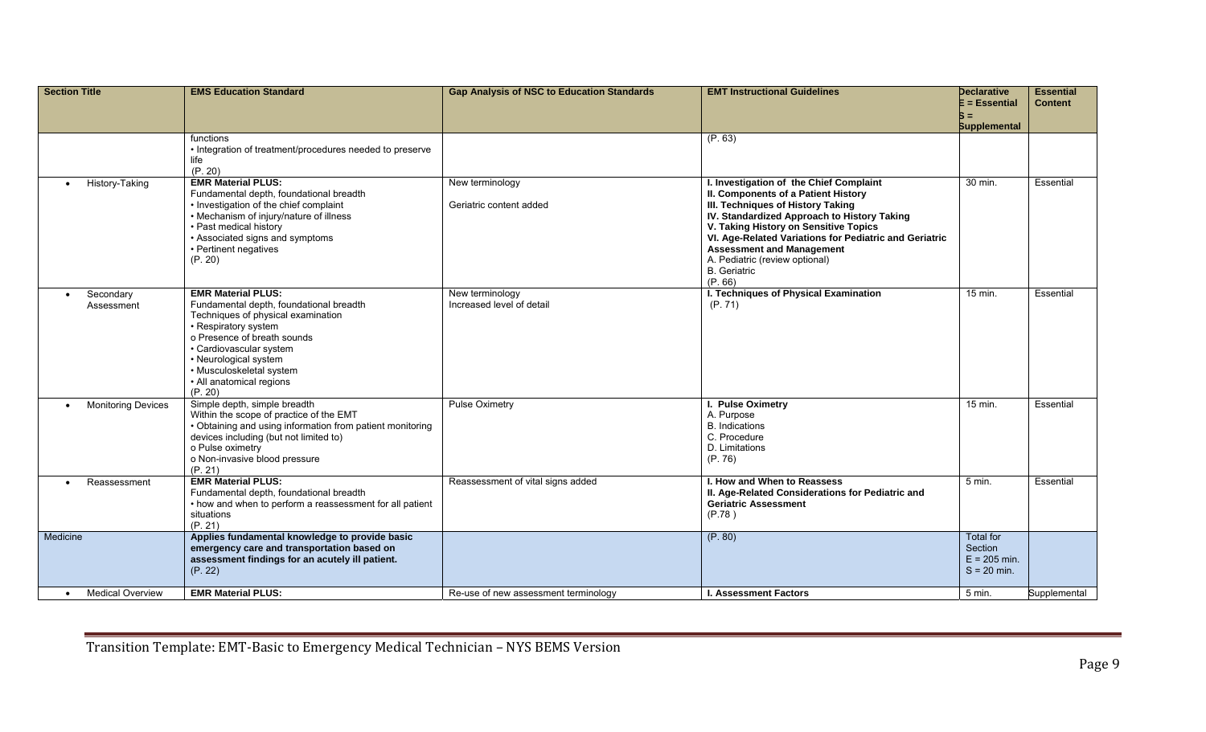| Section Title | EMS Education Standard | Gap Analysis of NSC to Education Standards | EMT Instructional Guidelines | Declarative E = Essential S = Supplemental | Essential Content |
|---|---|---|---|---|---|
| | functions<br>• Integration of treatment/procedures needed to preserve life<br>(P. 20) | | (P. 63) | | |
| • History-Taking | **EMR Material PLUS:**<br>Fundamental depth, foundational breadth<br>• Investigation of the chief complaint<br>• Mechanism of injury/nature of illness<br>• Past medical history<br>• Associated signs and symptoms<br>• Pertinent negatives<br>(P. 20) | New terminology<br><br>Geriatric content added | **I. Investigation of the Chief Complaint**<br>**II. Components of a Patient History**<br>**III. Techniques of History Taking**<br>**IV. Standardized Approach to History Taking**<br>**V. Taking History on Sensitive Topics**<br>**VI. Age-Related Variations for Pediatric and Geriatric Assessment and Management**<br>A. Pediatric (review optional)<br>B. Geriatric<br>(P. 66) | 30 min. | Essential |
| • Secondary Assessment | **EMR Material PLUS:**<br>Fundamental depth, foundational breadth<br>Techniques of physical examination<br>• Respiratory system<br>o Presence of breath sounds<br>• Cardiovascular system<br>• Neurological system<br>• Musculoskeletal system<br>• All anatomical regions<br>(P. 20) | New terminology<br>Increased level of detail | **I. Techniques of Physical Examination**<br>(P. 71) | 15 min. | Essential |
| • Monitoring Devices | Simple depth, simple breadth<br>Within the scope of practice of the EMT<br>• Obtaining and using information from patient monitoring devices including (but not limited to)<br>o Pulse oximetry<br>o Non-invasive blood pressure<br>(P. 21) | Pulse Oximetry | **I. Pulse Oximetry**<br>A. Purpose<br>B. Indications<br>C. Procedure<br>D. Limitations<br>(P. 76) | 15 min. | Essential |
| • Reassessment | **EMR Material PLUS:**<br>Fundamental depth, foundational breadth<br>• how and when to perform a reassessment for all patient situations<br>(P. 21) | Reassessment of vital signs added | **I. How and When to Reassess**<br>**II. Age-Related Considerations for Pediatric and Geriatric Assessment**<br>(P.78 ) | 5 min. | Essential |
| Medicine | **Applies fundamental knowledge to provide basic emergency care and transportation based on assessment findings for an acutely ill patient.**<br>(P. 22) | | (P. 80) | Total for Section<br>E = 205 min.<br>S = 20 min. | |
| • Medical Overview | **EMR Material PLUS:** | Re-use of new assessment terminology | **I. Assessment Factors** | 5 min. | Supplemental |

Transition Template: EMT-Basic to Emergency Medical Technician – NYS BEMS Version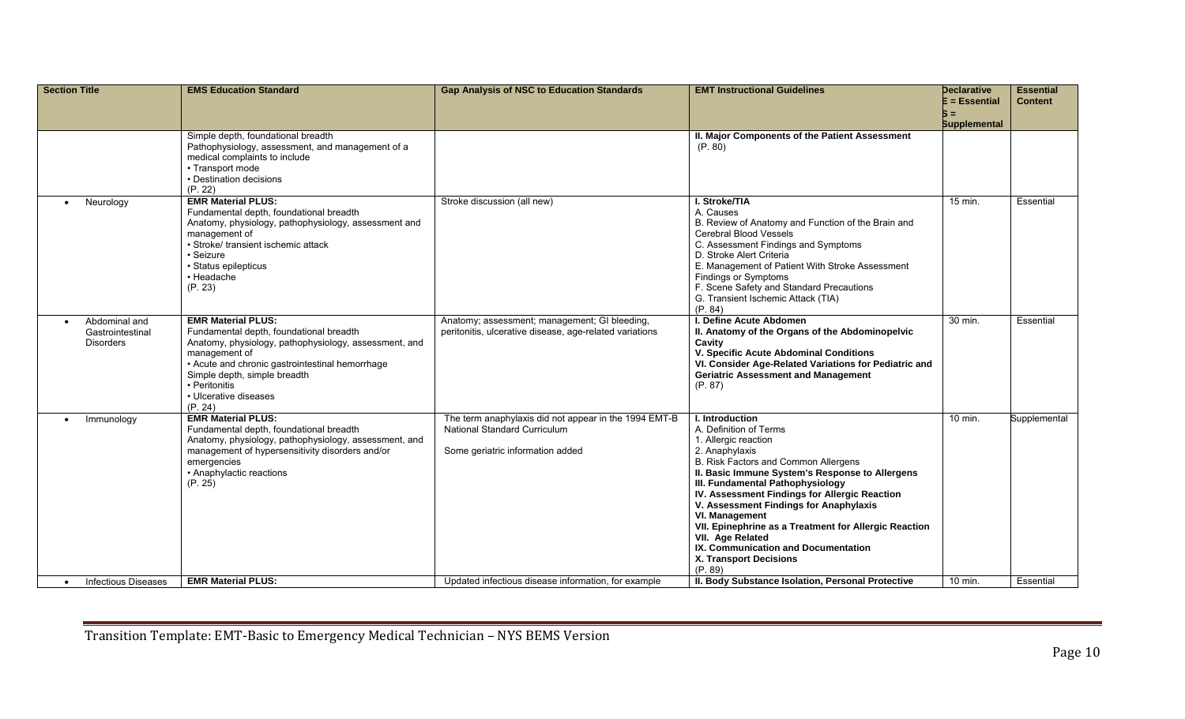| Section Title | EMS Education Standard | Gap Analysis of NSC to Education Standards | EMT Instructional Guidelines | Declarative E = Essential S = Supplemental | Essential Content |
|---|---|---|---|---|---|
| | Simple depth, foundational breadth<br>Pathophysiology, assessment, and management of a medical complaints to include<br>• Transport mode<br>• Destination decisions<br>(P. 22) | | **II. Major Components of the Patient Assessment**<br>(P. 80) | | |
| • Neurology | **EMR Material PLUS:**<br>Fundamental depth, foundational breadth<br>Anatomy, physiology, pathophysiology, assessment and management of<br>• Stroke/ transient ischemic attack<br>• Seizure<br>• Status epilepticus<br>• Headache<br>(P. 23) | Stroke discussion (all new) | **I. Stroke/TIA**<br>A. Causes<br>B. Review of Anatomy and Function of the Brain and Cerebral Blood Vessels<br>C. Assessment Findings and Symptoms<br>D. Stroke Alert Criteria<br>E. Management of Patient With Stroke Assessment Findings or Symptoms<br>F. Scene Safety and Standard Precautions<br>G. Transient Ischemic Attack (TIA)<br>(P. 84) | 15 min. | Essential |
| • Abdominal and Gastrointestinal Disorders | **EMR Material PLUS:**<br>Fundamental depth, foundational breadth<br>Anatomy, physiology, pathophysiology, assessment, and management of<br>• Acute and chronic gastrointestinal hemorrhage<br>Simple depth, simple breadth<br>• Peritonitis<br>• Ulcerative diseases<br>(P. 24) | Anatomy; assessment; management; GI bleeding, peritonitis, ulcerative disease, age-related variations | **I. Define Acute Abdomen**<br>**II. Anatomy of the Organs of the Abdominopelvic Cavity**<br>**V. Specific Acute Abdominal Conditions**<br>**VI. Consider Age-Related Variations for Pediatric and Geriatric Assessment and Management**<br>(P. 87) | 30 min. | Essential |
| • Immunology | **EMR Material PLUS:**<br>Fundamental depth, foundational breadth<br>Anatomy, physiology, pathophysiology, assessment, and management of hypersensitivity disorders and/or emergencies<br>• Anaphylactic reactions<br>(P. 25) | The term anaphylaxis did not appear in the 1994 EMT-B National Standard Curriculum<br><br>Some geriatric information added | **I. Introduction**<br>A. Definition of Terms<br>1. Allergic reaction<br>2. Anaphylaxis<br>B. Risk Factors and Common Allergens<br>**II. Basic Immune System's Response to Allergens**<br>**III. Fundamental Pathophysiology**<br>**IV. Assessment Findings for Allergic Reaction**<br>**V. Assessment Findings for Anaphylaxis**<br>**VI. Management**<br>**VII. Epinephrine as a Treatment for Allergic Reaction**<br>**VII. Age Related**<br>**IX. Communication and Documentation**<br>**X. Transport Decisions**<br>(P. 89) | 10 min. | Supplemental |
| • Infectious Diseases | **EMR Material PLUS:** | Updated infectious disease information, for example | **II. Body Substance Isolation, Personal Protective** | 10 min. | Essential |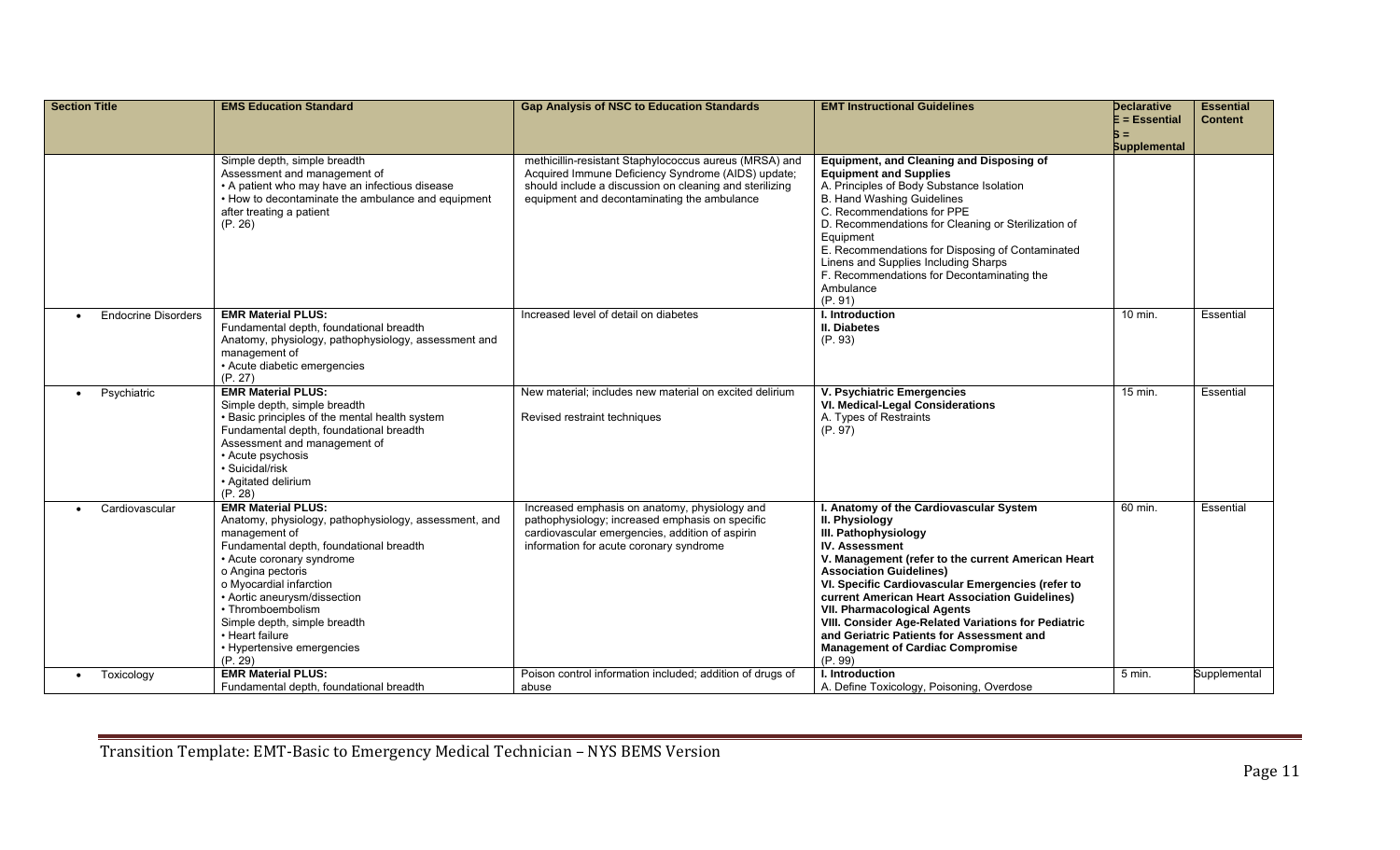| Section Title | EMS Education Standard | Gap Analysis of NSC to Education Standards | EMT Instructional Guidelines | Declarative E = Essential S = Supplemental | Essential Content |
|---|---|---|---|---|---|
| | Simple depth, simple breadth<br>Assessment and management of<br>• A patient who may have an infectious disease<br>• How to decontaminate the ambulance and equipment after treating a patient<br>(P. 26) | methicillin-resistant Staphylococcus aureus (MRSA) and Acquired Immune Deficiency Syndrome (AIDS) update; should include a discussion on cleaning and sterilizing equipment and decontaminating the ambulance | **Equipment, and Cleaning and Disposing of Equipment and Supplies**<br>A. Principles of Body Substance Isolation<br>B. Hand Washing Guidelines<br>C. Recommendations for PPE<br>D. Recommendations for Cleaning or Sterilization of Equipment<br>E. Recommendations for Disposing of Contaminated Linens and Supplies Including Sharps<br>F. Recommendations for Decontaminating the Ambulance<br>(P. 91) | | |
| • Endocrine Disorders | **EMR Material PLUS:**<br>Fundamental depth, foundational breadth<br>Anatomy, physiology, pathophysiology, assessment and management of<br>• Acute diabetic emergencies<br>(P. 27) | Increased level of detail on diabetes | **I. Introduction**<br>**II. Diabetes**<br>(P. 93) | 10 min. | Essential |
| • Psychiatric | **EMR Material PLUS:**<br>Simple depth, simple breadth<br>• Basic principles of the mental health system<br>Fundamental depth, foundational breadth<br>Assessment and management of<br>• Acute psychosis<br>• Suicidal/risk<br>• Agitated delirium<br>(P. 28) | New material; includes new material on excited delirium<br><br>Revised restraint techniques | **V. Psychiatric Emergencies**<br>**VI. Medical-Legal Considerations**<br>A. Types of Restraints<br>(P. 97) | 15 min. | Essential |
| • Cardiovascular | **EMR Material PLUS:**<br>Anatomy, physiology, pathophysiology, assessment, and management of<br>Fundamental depth, foundational breadth<br>• Acute coronary syndrome<br>o Angina pectoris<br>o Myocardial infarction<br>• Aortic aneurysm/dissection<br>• Thromboembolism<br>Simple depth, simple breadth<br>• Heart failure<br>• Hypertensive emergencies<br>(P. 29) | Increased emphasis on anatomy, physiology and pathophysiology; increased emphasis on specific cardiovascular emergencies, addition of aspirin information for acute coronary syndrome | **I. Anatomy of the Cardiovascular System**<br>**II. Physiology**<br>**III. Pathophysiology**<br>**IV. Assessment**<br>**V. Management (refer to the current American Heart Association Guidelines)**<br>**VI. Specific Cardiovascular Emergencies (refer to current American Heart Association Guidelines)**<br>**VII. Pharmacological Agents**<br>**VIII. Consider Age-Related Variations for Pediatric and Geriatric Patients for Assessment and Management of Cardiac Compromise**<br>(P. 99) | 60 min. | Essential |
| • Toxicology | **EMR Material PLUS:**<br>Fundamental depth, foundational breadth | Poison control information included; addition of drugs of abuse | **I. Introduction**<br>A. Define Toxicology, Poisoning, Overdose | 5 min. | Supplemental |

Transition Template: EMT-Basic to Emergency Medical Technician – NYS BEMS Version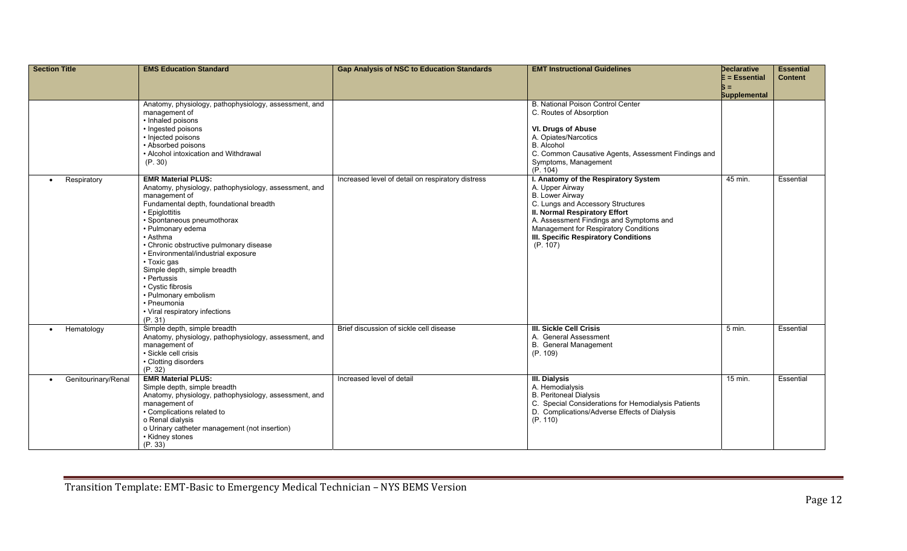| Section Title | EMS Education Standard | Gap Analysis of NSC to Education Standards | EMT Instructional Guidelines | Declarative E = Essential S = Supplemental | Essential Content |
|---|---|---|---|---|---|
| | Anatomy, physiology, pathophysiology, assessment, and management of<br>• Inhaled poisons<br>• Ingested poisons<br>• Injected poisons<br>• Absorbed poisons<br>• Alcohol intoxication and Withdrawal<br>(P. 30) | | B. National Poison Control Center<br>C. Routes of Absorption<br><br>**VI. Drugs of Abuse**<br>A. Opiates/Narcotics<br>B. Alcohol<br>C. Common Causative Agents, Assessment Findings and Symptoms, Management<br>(P. 104) | | |
| • Respiratory | **EMR Material PLUS:**<br>Anatomy, physiology, pathophysiology, assessment, and management of<br>Fundamental depth, foundational breadth<br>• Epiglottitis<br>• Spontaneous pneumothorax<br>• Pulmonary edema<br>• Asthma<br>• Chronic obstructive pulmonary disease<br>• Environmental/industrial exposure<br>• Toxic gas<br>Simple depth, simple breadth<br>• Pertussis<br>• Cystic fibrosis<br>• Pulmonary embolism<br>• Pneumonia<br>• Viral respiratory infections<br>(P. 31) | Increased level of detail on respiratory distress | **I. Anatomy of the Respiratory System**<br>A. Upper Airway<br>B. Lower Airway<br>C. Lungs and Accessory Structures<br>**II. Normal Respiratory Effort**<br>A. Assessment Findings and Symptoms and Management for Respiratory Conditions<br>**III. Specific Respiratory Conditions**<br>(P. 107) | 45 min. | Essential |
| • Hematology | Simple depth, simple breadth<br>Anatomy, physiology, pathophysiology, assessment, and management of<br>• Sickle cell crisis<br>• Clotting disorders<br>(P. 32) | Brief discussion of sickle cell disease | **III. Sickle Cell Crisis**<br>A. General Assessment<br>B. General Management<br>(P. 109) | 5 min. | Essential |
| • Genitourinary/Renal | **EMR Material PLUS:**<br>Simple depth, simple breadth<br>Anatomy, physiology, pathophysiology, assessment, and management of<br>• Complications related to<br>o Renal dialysis<br>o Urinary catheter management (not insertion)<br>• Kidney stones<br>(P. 33) | Increased level of detail | **III. Dialysis**<br>A. Hemodialysis<br>B. Peritoneal Dialysis<br>C. Special Considerations for Hemodialysis Patients<br>D. Complications/Adverse Effects of Dialysis<br>(P. 110) | 15 min. | Essential |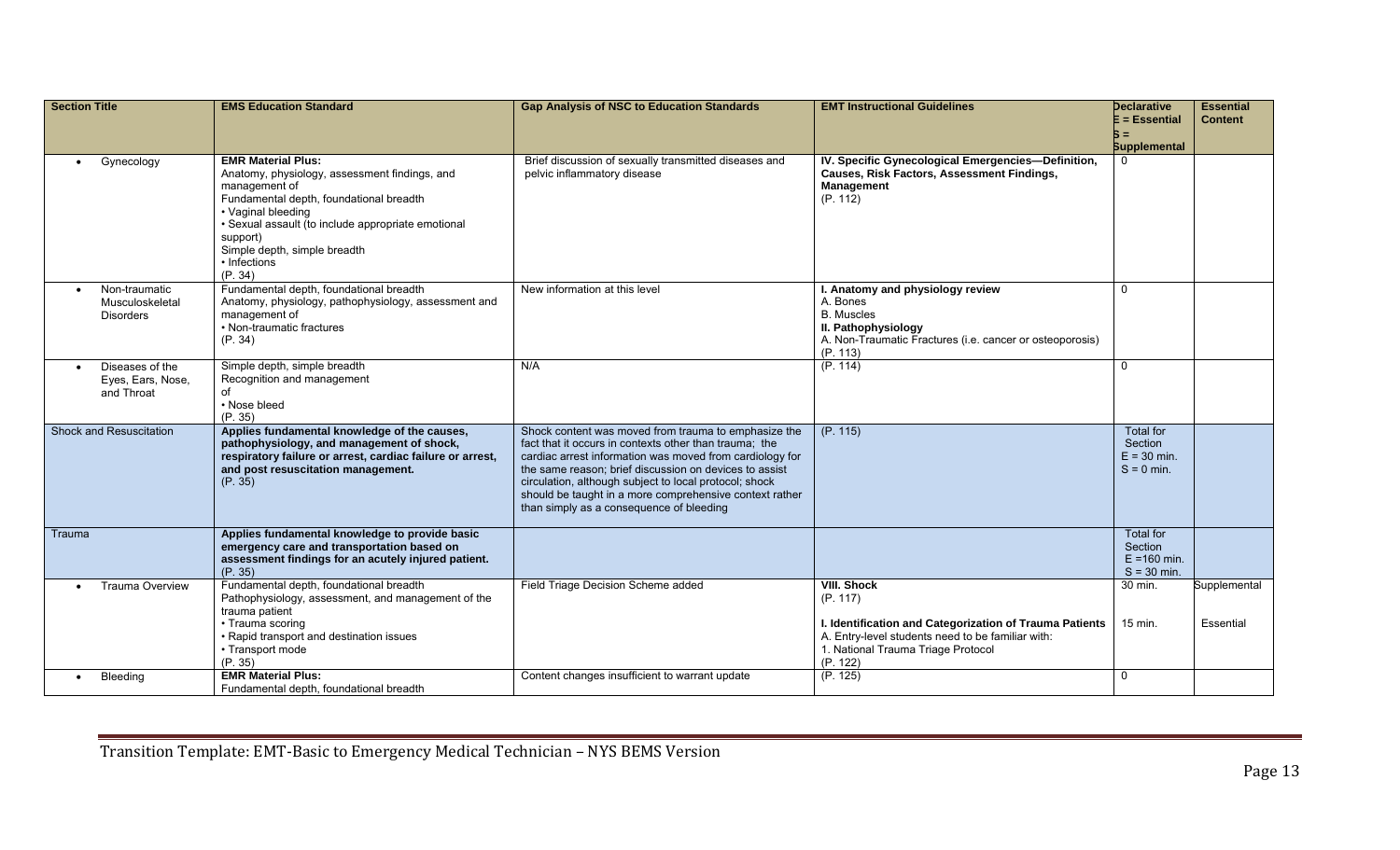| Section Title | EMS Education Standard | Gap Analysis of NSC to Education Standards | EMT Instructional Guidelines | Declarative E = Essential S = Supplemental | Essential Content |
|---|---|---|---|---|---|
| • Gynecology | **EMR Material Plus:** Anatomy, physiology, assessment findings, and management of Fundamental depth, foundational breadth • Vaginal bleeding • Sexual assault (to include appropriate emotional support) Simple depth, simple breadth • Infections (P. 34) | Brief discussion of sexually transmitted diseases and pelvic inflammatory disease | **IV. Specific Gynecological Emergencies—Definition, Causes, Risk Factors, Assessment Findings, Management** (P. 112) | 0 | |
| • Non-traumatic Musculoskeletal Disorders | Fundamental depth, foundational breadth Anatomy, physiology, pathophysiology, assessment and management of • Non-traumatic fractures (P. 34) | New information at this level | **I. Anatomy and physiology review** A. Bones B. Muscles **II. Pathophysiology** A. Non-Traumatic Fractures (i.e. cancer or osteoporosis) (P. 113) | 0 | |
| • Diseases of the Eyes, Ears, Nose, and Throat | Simple depth, simple breadth Recognition and management of • Nose bleed (P. 35) | N/A | (P. 114) | 0 | |
| Shock and Resuscitation | **Applies fundamental knowledge of the causes, pathophysiology, and management of shock, respiratory failure or arrest, cardiac failure or arrest, and post resuscitation management.** (P. 35) | Shock content was moved from trauma to emphasize the fact that it occurs in contexts other than trauma; the cardiac arrest information was moved from cardiology for the same reason; brief discussion on devices to assist circulation, although subject to local protocol; shock should be taught in a more comprehensive context rather than simply as a consequence of bleeding | (P. 115) | Total for Section E = 30 min. S = 0 min. | |
| Trauma | **Applies fundamental knowledge to provide basic emergency care and transportation based on assessment findings for an acutely injured patient.** (P. 35) | | | Total for Section E =160 min. S = 30 min. | |
| • Trauma Overview | Fundamental depth, foundational breadth Pathophysiology, assessment, and management of the trauma patient • Trauma scoring • Rapid transport and destination issues • Transport mode (P. 35) | Field Triage Decision Scheme added | **VIII. Shock** (P. 117)<br><br>**I. Identification and Categorization of Trauma Patients** A. Entry-level students need to be familiar with: 1. National Trauma Triage Protocol (P. 122) | 30 min.<br><br>15 min. | Supplemental<br><br>Essential |
| • Bleeding | **EMR Material Plus:** Fundamental depth, foundational breadth | Content changes insufficient to warrant update | (P. 125) | 0 | |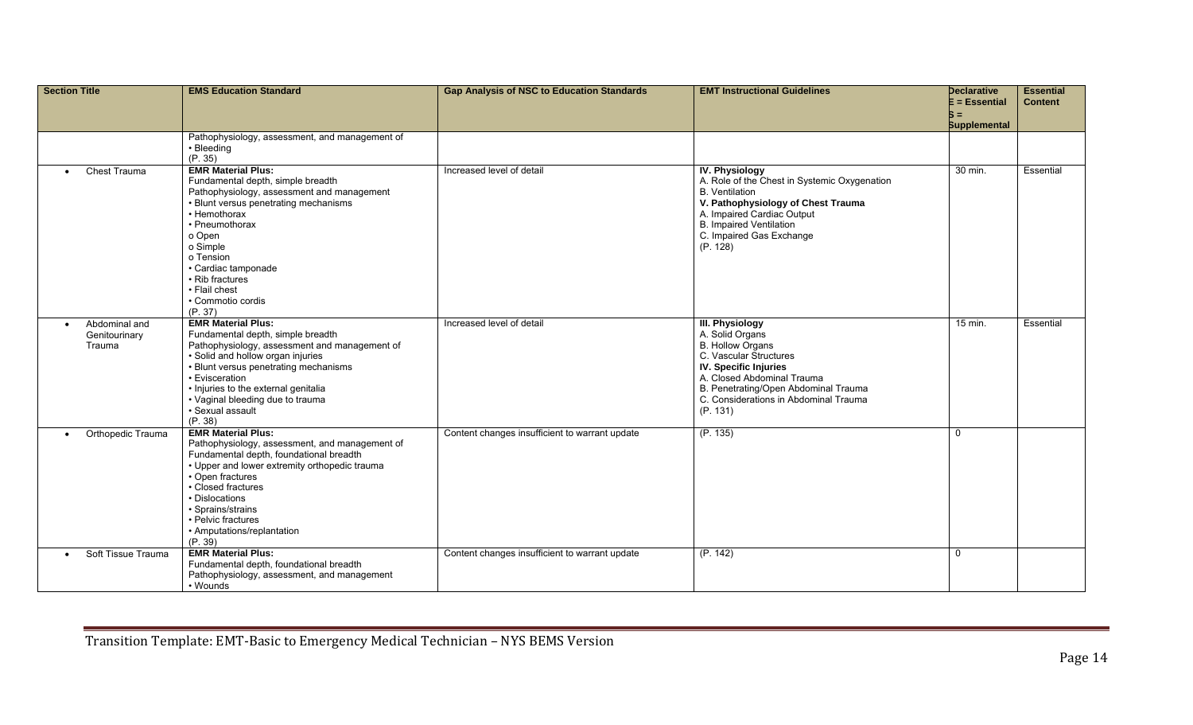| Section Title | EMS Education Standard | Gap Analysis of NSC to Education Standards | EMT Instructional Guidelines | Declarative E = Essential S = Supplemental | Essential Content |
|---|---|---|---|---|---|
| | Pathophysiology, assessment, and management of<br>• Bleeding<br>(P. 35) | | | | |
| • Chest Trauma | **EMR Material Plus:**<br>Fundamental depth, simple breadth<br>Pathophysiology, assessment and management<br>• Blunt versus penetrating mechanisms<br>• Hemothorax<br>• Pneumothorax<br>o Open<br>o Simple<br>o Tension<br>• Cardiac tamponade<br>• Rib fractures<br>• Flail chest<br>• Commotio cordis<br>(P. 37) | Increased level of detail | **IV. Physiology**<br>A. Role of the Chest in Systemic Oxygenation<br>B. Ventilation<br>**V. Pathophysiology of Chest Trauma**<br>A. Impaired Cardiac Output<br>B. Impaired Ventilation<br>C. Impaired Gas Exchange<br>(P. 128) | 30 min. | Essential |
| • Abdominal and Genitourinary Trauma | **EMR Material Plus:**<br>Fundamental depth, simple breadth<br>Pathophysiology, assessment and management of<br>• Solid and hollow organ injuries<br>• Blunt versus penetrating mechanisms<br>• Evisceration<br>• Injuries to the external genitalia<br>• Vaginal bleeding due to trauma<br>• Sexual assault<br>(P. 38) | Increased level of detail | **III. Physiology**<br>A. Solid Organs<br>B. Hollow Organs<br>C. Vascular Structures<br>**IV. Specific Injuries**<br>A. Closed Abdominal Trauma<br>B. Penetrating/Open Abdominal Trauma<br>C. Considerations in Abdominal Trauma<br>(P. 131) | 15 min. | Essential |
| • Orthopedic Trauma | **EMR Material Plus:**<br>Pathophysiology, assessment, and management of<br>Fundamental depth, foundational breadth<br>• Upper and lower extremity orthopedic trauma<br>• Open fractures<br>• Closed fractures<br>• Dislocations<br>• Sprains/strains<br>• Pelvic fractures<br>• Amputations/replantation<br>(P. 39) | Content changes insufficient to warrant update | (P. 135) | 0 | |
| • Soft Tissue Trauma | **EMR Material Plus:**<br>Fundamental depth, foundational breadth<br>Pathophysiology, assessment, and management<br>• Wounds | Content changes insufficient to warrant update | (P. 142) | 0 | |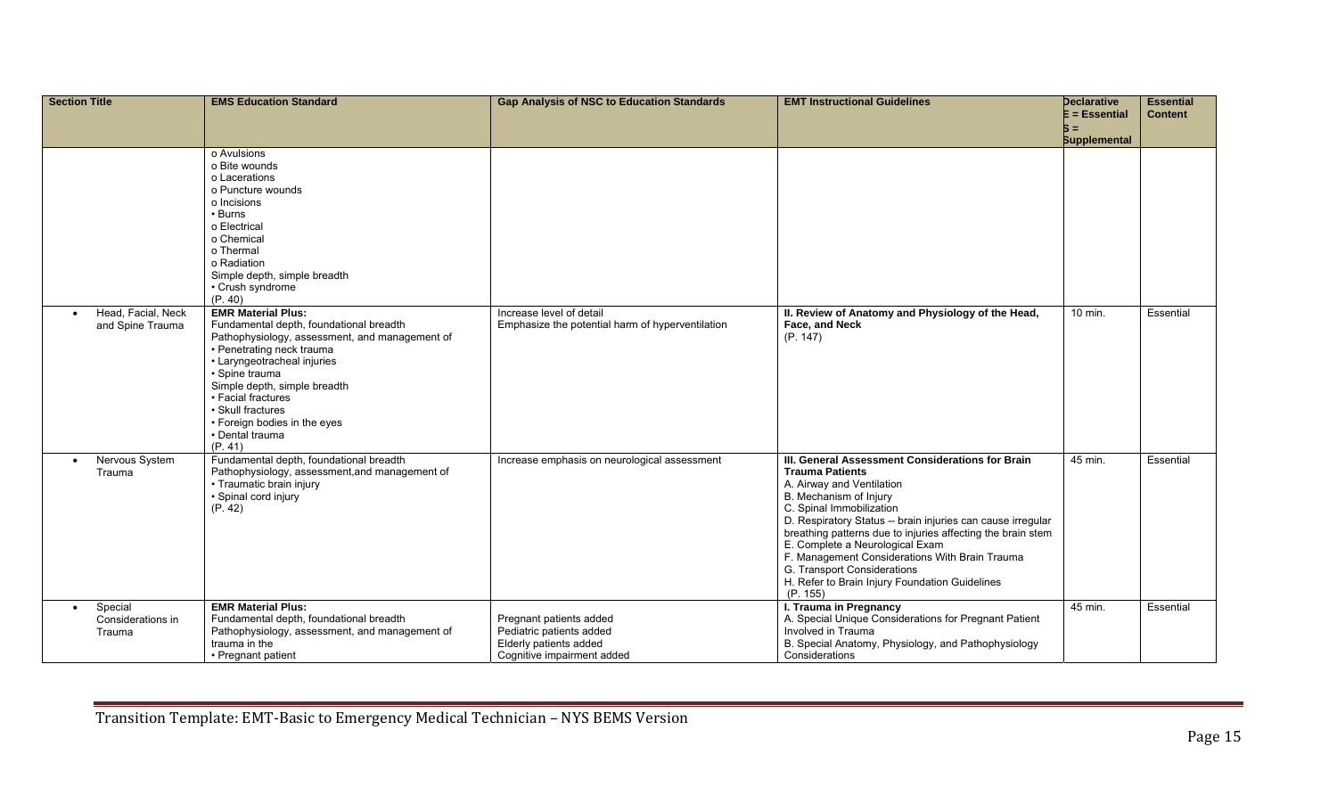| Section Title | EMS Education Standard | Gap Analysis of NSC to Education Standards | EMT Instructional Guidelines | Declarative E = Essential S = Supplemental | Essential Content |
|---|---|---|---|---|---|
| | o Avulsions<br>o Bite wounds<br>o Lacerations<br>o Puncture wounds<br>o Incisions<br>• Burns<br>o Electrical<br>o Chemical<br>o Thermal<br>o Radiation<br>Simple depth, simple breadth<br>• Crush syndrome<br>(P. 40) | | | | |
| • Head, Facial, Neck and Spine Trauma | **EMR Material Plus:**<br>Fundamental depth, foundational breadth<br>Pathophysiology, assessment, and management of<br>• Penetrating neck trauma<br>• Laryngeotracheal injuries<br>• Spine trauma<br>Simple depth, simple breadth<br>• Facial fractures<br>• Skull fractures<br>• Foreign bodies in the eyes<br>• Dental trauma<br>(P. 41) | Increase level of detail<br>Emphasize the potential harm of hyperventilation | **II. Review of Anatomy and Physiology of the Head, Face, and Neck**<br>(P. 147) | 10 min. | Essential |
| • Nervous System Trauma | Fundamental depth, foundational breadth<br>Pathophysiology, assessment,and management of<br>• Traumatic brain injury<br>• Spinal cord injury<br>(P. 42) | Increase emphasis on neurological assessment | **III. General Assessment Considerations for Brain Trauma Patients**<br>A. Airway and Ventilation<br>B. Mechanism of Injury<br>C. Spinal Immobilization<br>D. Respiratory Status -- brain injuries can cause irregular breathing patterns due to injuries affecting the brain stem<br>E. Complete a Neurological Exam<br>F. Management Considerations With Brain Trauma<br>G. Transport Considerations<br>H. Refer to Brain Injury Foundation Guidelines<br>(P. 155) | 45 min. | Essential |
| • Special Considerations in Trauma | **EMR Material Plus:**<br>Fundamental depth, foundational breadth<br>Pathophysiology, assessment, and management of trauma in the<br>• Pregnant patient | Pregnant patients added<br>Pediatric patients added<br>Elderly patients added<br>Cognitive impairment added | **I. Trauma in Pregnancy**<br>A. Special Unique Considerations for Pregnant Patient Involved in Trauma<br>B. Special Anatomy, Physiology, and Pathophysiology Considerations | 45 min. | Essential |

Transition Template: EMT-Basic to Emergency Medical Technician – NYS BEMS Version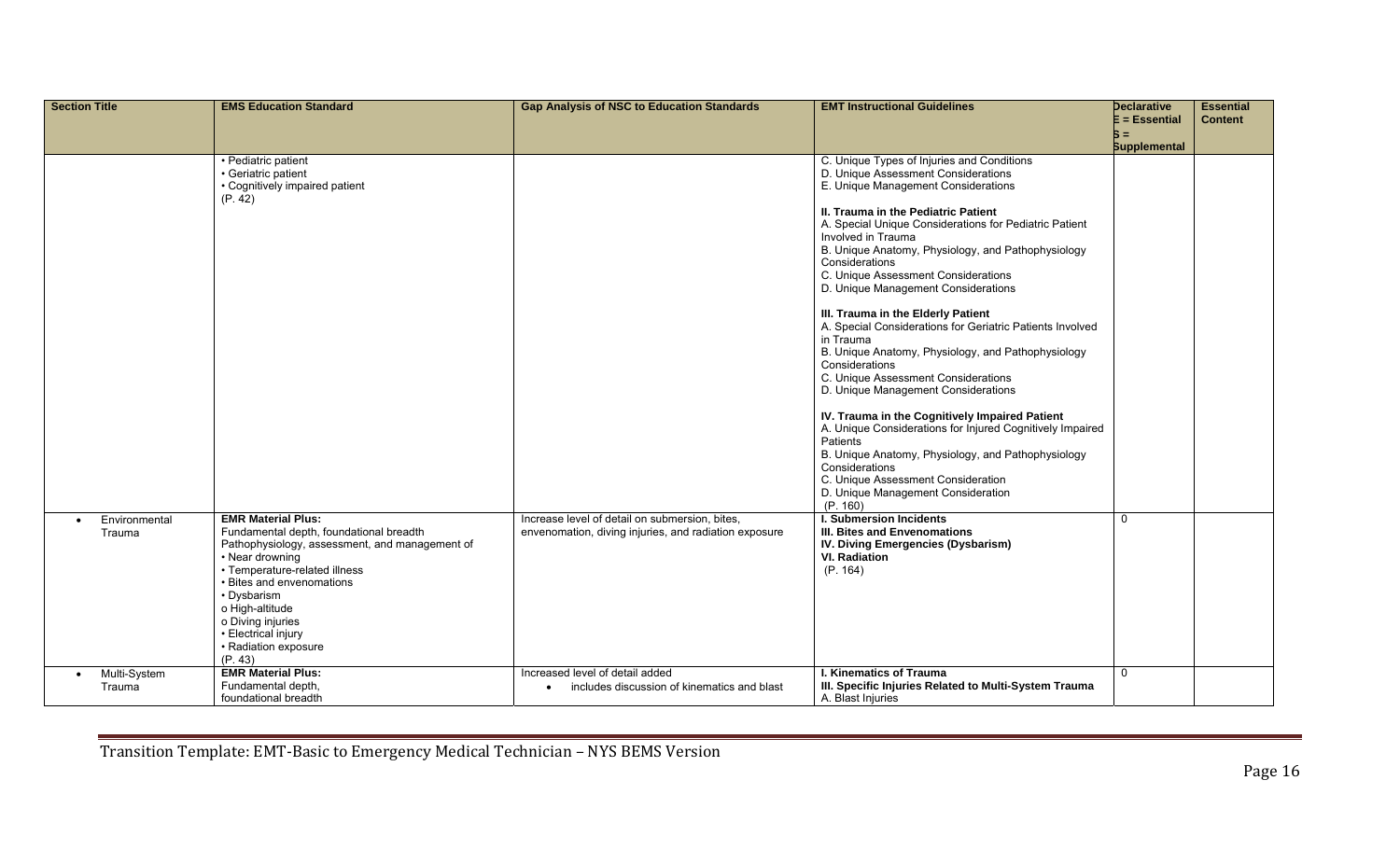| Section Title | EMS Education Standard | Gap Analysis of NSC to Education Standards | EMT Instructional Guidelines | Declarative E = Essential S = Supplemental | Essential Content |
|---|---|---|---|---|---|
| | • Pediatric patient<br>• Geriatric patient<br>• Cognitively impaired patient<br>(P. 42) | | C. Unique Types of Injuries and Conditions<br>D. Unique Assessment Considerations<br>E. Unique Management Considerations<br><br>**II. Trauma in the Pediatric Patient**<br>A. Special Unique Considerations for Pediatric Patient Involved in Trauma<br>B. Unique Anatomy, Physiology, and Pathophysiology Considerations<br>C. Unique Assessment Considerations<br>D. Unique Management Considerations<br><br>**III. Trauma in the Elderly Patient**<br>A. Special Considerations for Geriatric Patients Involved in Trauma<br>B. Unique Anatomy, Physiology, and Pathophysiology Considerations<br>C. Unique Assessment Considerations<br>D. Unique Management Considerations<br><br>**IV. Trauma in the Cognitively Impaired Patient**<br>A. Unique Considerations for Injured Cognitively Impaired Patients<br>B. Unique Anatomy, Physiology, and Pathophysiology Considerations<br>C. Unique Assessment Consideration<br>D. Unique Management Consideration<br>(P. 160) | | |
| • Environmental Trauma | **EMR Material Plus:**<br>Fundamental depth, foundational breadth<br>Pathophysiology, assessment, and management of<br>• Near drowning<br>• Temperature-related illness<br>• Bites and envenomations<br>• Dysbarism<br>o High-altitude<br>o Diving injuries<br>• Electrical injury<br>• Radiation exposure<br>(P. 43) | Increase level of detail on submersion, bites, envenomation, diving injuries, and radiation exposure | **I. Submersion Incidents**<br>**III. Bites and Envenomations**<br>**IV. Diving Emergencies (Dysbarism)**<br>**VI. Radiation**<br>(P. 164) | 0 | |
| • Multi-System Trauma | **EMR Material Plus:**<br>Fundamental depth, foundational breadth | Increased level of detail added<br>• includes discussion of kinematics and blast | **I. Kinematics of Trauma**<br>**III. Specific Injuries Related to Multi-System Trauma**<br>A. Blast Injuries | 0 | |

Transition Template: EMT-Basic to Emergency Medical Technician – NYS BEMS Version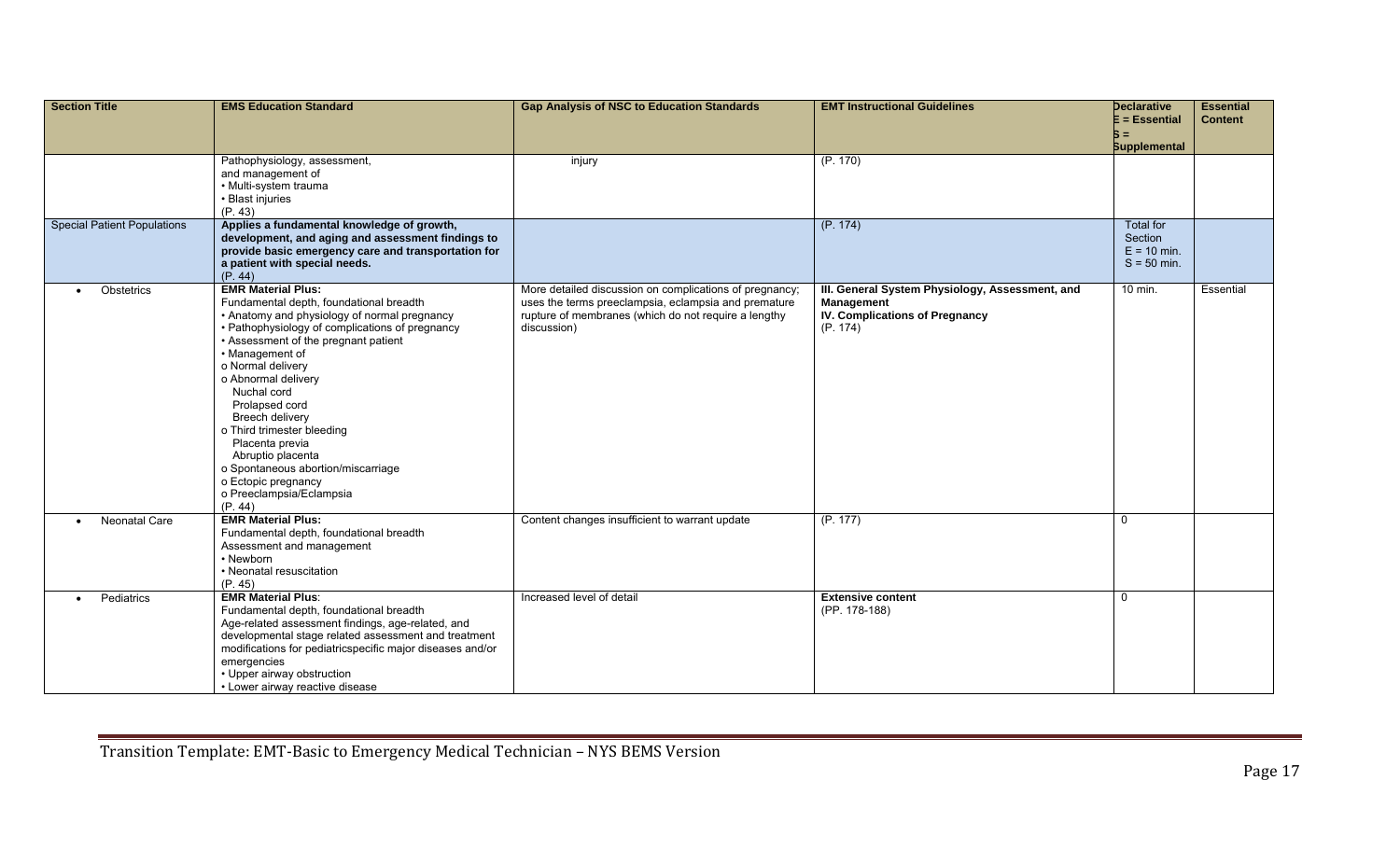| Section Title | EMS Education Standard | Gap Analysis of NSC to Education Standards | EMT Instructional Guidelines | Declarative E = Essential S = Supplemental | Essential Content |
|---|---|---|---|---|---|
| | Pathophysiology, assessment, and management of<br>• Multi-system trauma<br>• Blast injuries<br>(P. 43) | injury | (P. 170) | | |
| Special Patient Populations | **Applies a fundamental knowledge of growth, development, and aging and assessment findings to provide basic emergency care and transportation for a patient with special needs.**<br>(P. 44) | | (P. 174) | Total for Section<br>E = 10 min.<br>S = 50 min. | |
| • Obstetrics | **EMR Material Plus:**<br>Fundamental depth, foundational breadth<br>• Anatomy and physiology of normal pregnancy<br>• Pathophysiology of complications of pregnancy<br>• Assessment of the pregnant patient<br>• Management of<br>o Normal delivery<br>o Abnormal delivery<br>Nuchal cord<br>Prolapsed cord<br>Breech delivery<br>o Third trimester bleeding<br>Placenta previa<br>Abruptio placenta<br>o Spontaneous abortion/miscarriage<br>o Ectopic pregnancy<br>o Preeclampsia/Eclampsia<br>(P. 44) | More detailed discussion on complications of pregnancy; uses the terms preeclampsia, eclampsia and premature rupture of membranes (which do not require a lengthy discussion) | **III. General System Physiology, Assessment, and Management**<br>**IV. Complications of Pregnancy**<br>(P. 174) | 10 min. | Essential |
| • Neonatal Care | **EMR Material Plus:**<br>Fundamental depth, foundational breadth<br>Assessment and management<br>• Newborn<br>• Neonatal resuscitation<br>(P. 45) | Content changes insufficient to warrant update | (P. 177) | 0 | |
| • Pediatrics | **EMR Material Plus**:<br>Fundamental depth, foundational breadth<br>Age-related assessment findings, age-related, and developmental stage related assessment and treatment modifications for pediatricspecific major diseases and/or emergencies<br>• Upper airway obstruction<br>• Lower airway reactive disease | Increased level of detail | **Extensive content**<br>(PP. 178-188) | 0 | |

Transition Template: EMT-Basic to Emergency Medical Technician – NYS BEMS Version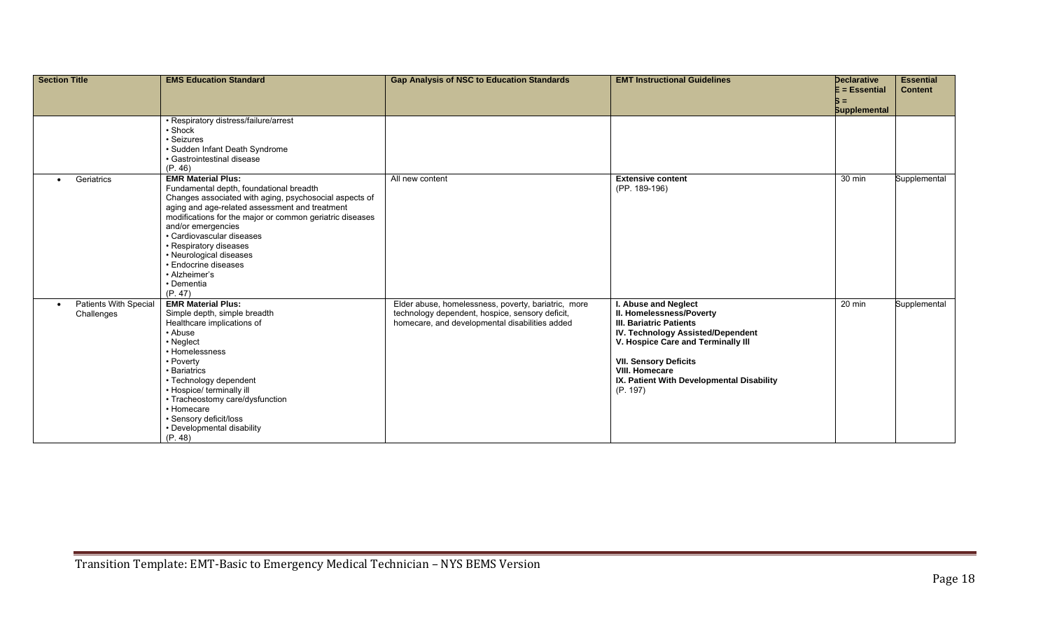| Section Title | EMS Education Standard | Gap Analysis of NSC to Education Standards | EMT Instructional Guidelines | Declarative E = Essential S = Supplemental | Essential Content |
|---|---|---|---|---|---|
| | • Respiratory distress/failure/arrest<br>• Shock<br>• Seizures<br>• Sudden Infant Death Syndrome<br>• Gastrointestinal disease<br>(P. 46) | | | | |
| • Geriatrics | **EMR Material Plus:**<br>Fundamental depth, foundational breadth<br>Changes associated with aging, psychosocial aspects of aging and age-related assessment and treatment modifications for the major or common geriatric diseases and/or emergencies<br>• Cardiovascular diseases<br>• Respiratory diseases<br>• Neurological diseases<br>• Endocrine diseases<br>• Alzheimer's<br>• Dementia<br>(P. 47) | All new content | **Extensive content**<br>(PP. 189-196) | 30 min | Supplemental |
| • Patients With Special Challenges | **EMR Material Plus:**<br>Simple depth, simple breadth<br>Healthcare implications of<br>• Abuse<br>• Neglect<br>• Homelessness<br>• Poverty<br>• Bariatrics<br>• Technology dependent<br>• Hospice/ terminally ill<br>• Tracheostomy care/dysfunction<br>• Homecare<br>• Sensory deficit/loss<br>• Developmental disability<br>(P. 48) | Elder abuse, homelessness, poverty, bariatric, more technology dependent, hospice, sensory deficit, homecare, and developmental disabilities added | **I. Abuse and Neglect**<br>**II. Homelessness/Poverty**<br>**III. Bariatric Patients**<br>**IV. Technology Assisted/Dependent**<br>**V. Hospice Care and Terminally Ill**<br><br>**VII. Sensory Deficits**<br>**VIII. Homecare**<br>**IX. Patient With Developmental Disability**<br>(P. 197) | 20 min | Supplemental |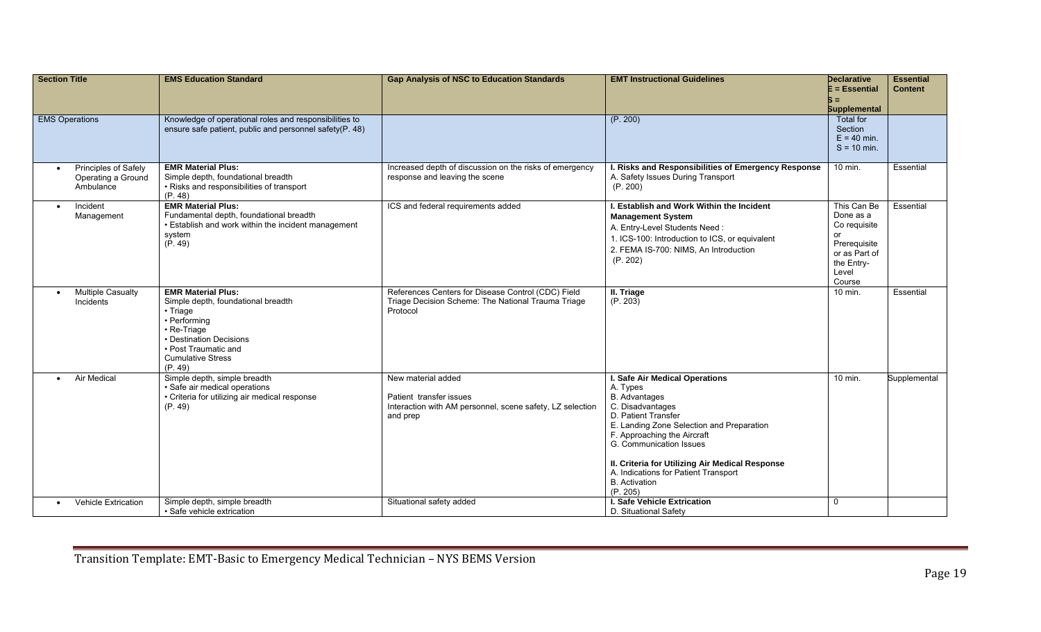| Section Title | EMS Education Standard | Gap Analysis of NSC to Education Standards | EMT Instructional Guidelines | Declarative E = Essential S = Supplemental | Essential Content |
|---|---|---|---|---|---|
| EMS Operations | Knowledge of operational roles and responsibilities to ensure safe patient, public and personnel safety(P. 48) | | (P. 200) | Total for Section E = 40 min. S = 10 min. | |
| • Principles of Safely Operating a Ground Ambulance | **EMR Material Plus:** Simple depth, foundational breadth • Risks and responsibilities of transport (P. 48) | Increased depth of discussion on the risks of emergency response and leaving the scene | **I. Risks and Responsibilities of Emergency Response** A. Safety Issues During Transport (P. 200) | 10 min. | Essential |
| • Incident Management | **EMR Material Plus:** Fundamental depth, foundational breadth • Establish and work within the incident management system (P. 49) | ICS and federal requirements added | **I. Establish and Work Within the Incident Management System** A. Entry-Level Students Need : 1. ICS-100: Introduction to ICS, or equivalent 2. FEMA IS-700: NIMS, An Introduction (P. 202) | This Can Be Done as a Co requisite or Prerequisite or as Part of the Entry-Level Course | Essential |
| • Multiple Casualty Incidents | **EMR Material Plus:** Simple depth, foundational breadth • Triage • Performing • Re-Triage • Destination Decisions • Post Traumatic and Cumulative Stress (P. 49) | References Centers for Disease Control (CDC) Field Triage Decision Scheme: The National Trauma Triage Protocol | **II. Triage** (P. 203) | 10 min. | Essential |
| • Air Medical | Simple depth, simple breadth • Safe air medical operations • Criteria for utilizing air medical response (P. 49) | New material added Patient transfer issues Interaction with AM personnel, scene safety, LZ selection and prep | **I. Safe Air Medical Operations** A. Types B. Advantages C. Disadvantages D. Patient Transfer E. Landing Zone Selection and Preparation F. Approaching the Aircraft G. Communication Issues **II. Criteria for Utilizing Air Medical Response** A. Indications for Patient Transport B. Activation (P. 205) | 10 min. | Supplemental |
| • Vehicle Extrication | Simple depth, simple breadth • Safe vehicle extrication | Situational safety added | **I. Safe Vehicle Extrication** D. Situational Safety | 0 | |

Transition Template: EMT-Basic to Emergency Medical Technician – NYS BEMS Version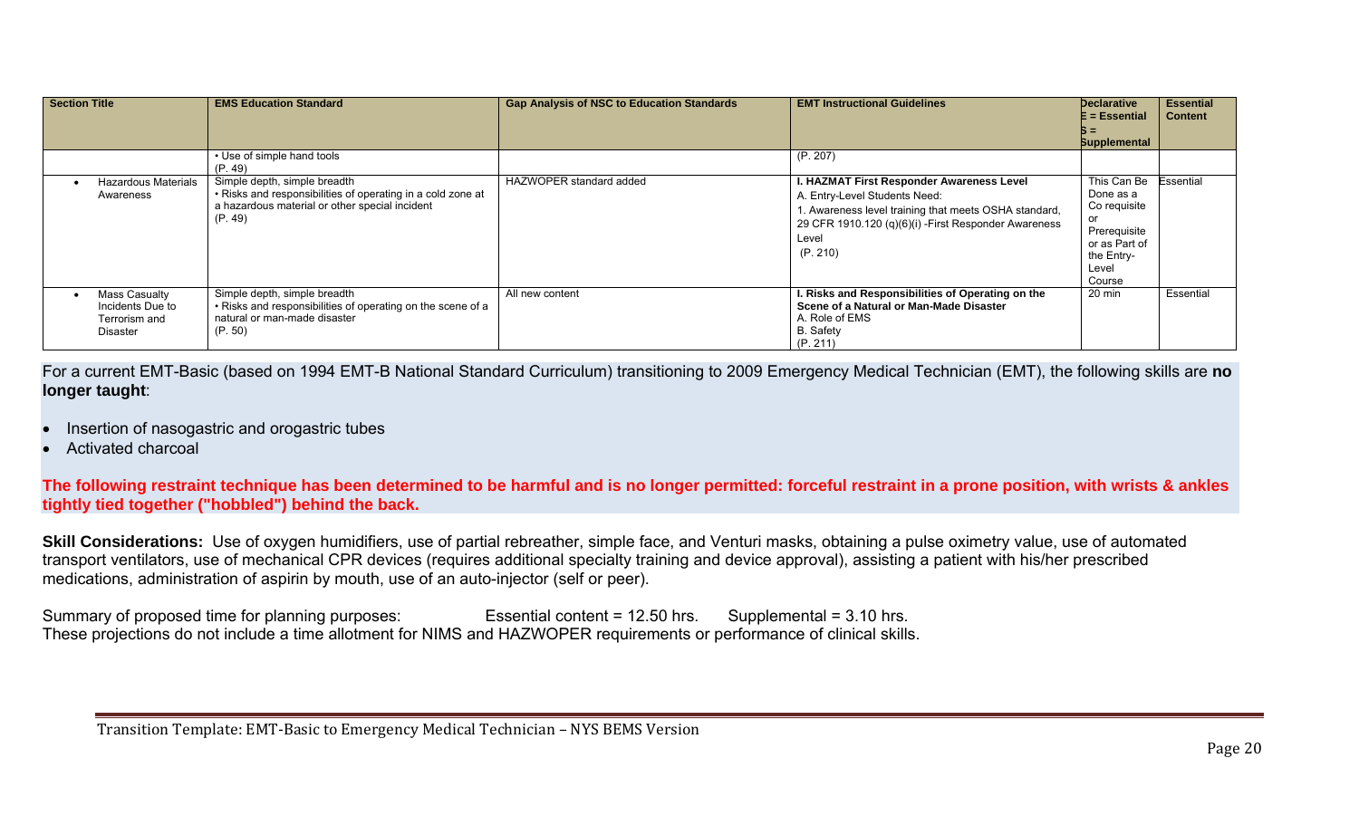| Section Title | EMS Education Standard | Gap Analysis of NSC to Education Standards | EMT Instructional Guidelines | Declarative E = Essential S = Supplemental | Essential Content |
|---|---|---|---|---|---|
| | • Use of simple hand tools (P. 49) | | (P. 207) | | |
| • Hazardous Materials Awareness | Simple depth, simple breadth • Risks and responsibilities of operating in a cold zone at a hazardous material or other special incident (P. 49) | HAZWOPER standard added | **I. HAZMAT First Responder Awareness Level** A. Entry-Level Students Need: 1. Awareness level training that meets OSHA standard, 29 CFR 1910.120 (q)(6)(i) -First Responder Awareness Level (P. 210) | This Can Be Done as a Co requisite or Prerequisite or as Part of the Entry-Level Course | Essential |
| • Mass Casualty Incidents Due to Terrorism and Disaster | Simple depth, simple breadth • Risks and responsibilities of operating on the scene of a natural or man-made disaster (P. 50) | All new content | **I. Risks and Responsibilities of Operating on the Scene of a Natural or Man-Made Disaster** A. Role of EMS B. Safety (P. 211) | 20 min | Essential |

For a current EMT-Basic (based on 1994 EMT-B National Standard Curriculum) transitioning to 2009 Emergency Medical Technician (EMT), the following skills are **no longer taught**:

- Insertion of nasogastric and orogastric tubes
- Activated charcoal

**The following restraint technique has been determined to be harmful and is no longer permitted: forceful restraint in a prone position, with wrists & ankles tightly tied together ("hobbled") behind the back.**

**Skill Considerations:** Use of oxygen humidifiers, use of partial rebreather, simple face, and Venturi masks, obtaining a pulse oximetry value, use of automated transport ventilators, use of mechanical CPR devices (requires additional specialty training and device approval), assisting a patient with his/her prescribed medications, administration of aspirin by mouth, use of an auto-injector (self or peer).

Summary of proposed time for planning purposes: Essential content = 12.50 hrs. Supplemental = 3.10 hrs.
These projections do not include a time allotment for NIMS and HAZWOPER requirements or performance of clinical skills.